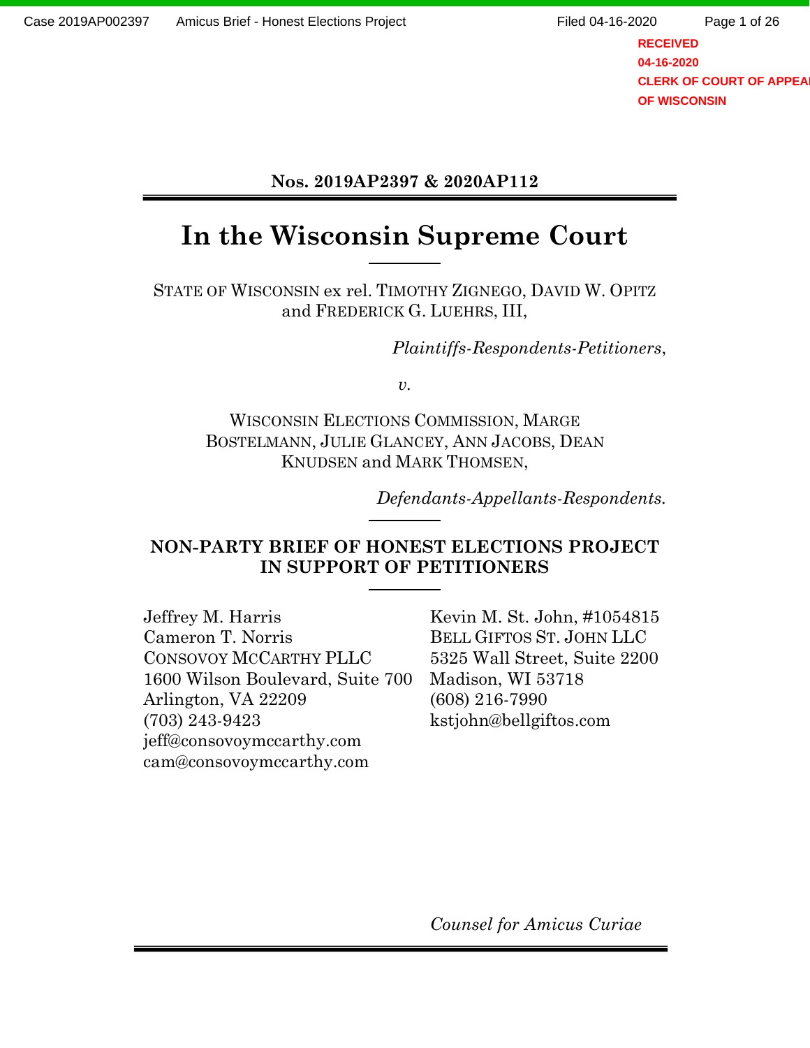**Nos. 2019AP2397 & 2020AP112**

# In the Wisconsin Supreme Court

STATE OF WISCONSIN ex rel. TIMOTHY ZIGNEGO, DAVID W. OPITZ and FREDERICK G. LUEHRS, III,

*Plaintiffs-Respondents-Petitioners*,

*v.*

WISCONSIN ELECTIONS COMMISSION, MARGE BOSTELMANN, JULIE GLANCEY, ANN JACOBS, DEAN KNUDSEN and MARK THOMSEN,

*Defendants-Appellants-Respondents.*

## NON-PARTY BRIEF OF HONEST ELECTIONS PROJECT IN SUPPORT OF PETITIONERS

Jeffrey M. Harris
Cameron T. Norris
CONSOVOY MCCARTHY PLLC
1600 Wilson Boulevard, Suite 700
Arlington, VA 22209
(703) 243-9423
jeff@consovoymccarthy.com
cam@consovoymccarthy.com

Kevin M. St. John, #1054815
BELL GIFTOS ST. JOHN LLC
5325 Wall Street, Suite 2200
Madison, WI 53718
(608) 216-7990
kstjohn@bellgiftos.com

*Counsel for Amicus Curiae*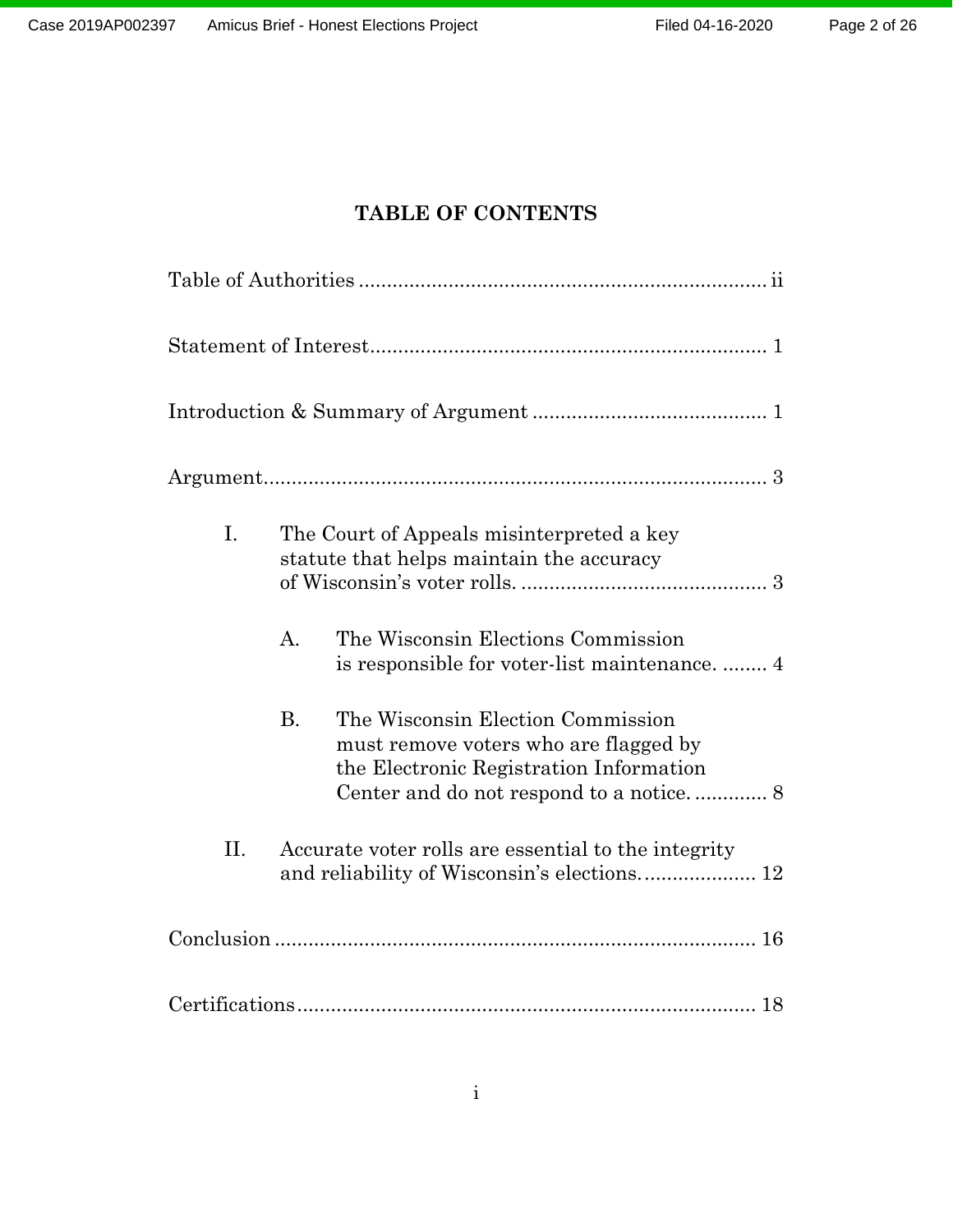# TABLE OF CONTENTS

Table of Authorities ........................................................................ ii

Statement of Interest...................................................................... 1

Introduction & Summary of Argument .......................................... 1

Argument.......................................................................................... 3

I. The Court of Appeals misinterpreted a key statute that helps maintain the accuracy of Wisconsin's voter rolls. ............................................ 3

  A. The Wisconsin Elections Commission is responsible for voter-list maintenance. ........ 4

  B. The Wisconsin Election Commission must remove voters who are flagged by the Electronic Registration Information Center and do not respond to a notice. ............. 8

II. Accurate voter rolls are essential to the integrity and reliability of Wisconsin's elections..................... 12

Conclusion ...................................................................................... 16

Certifications.................................................................................. 18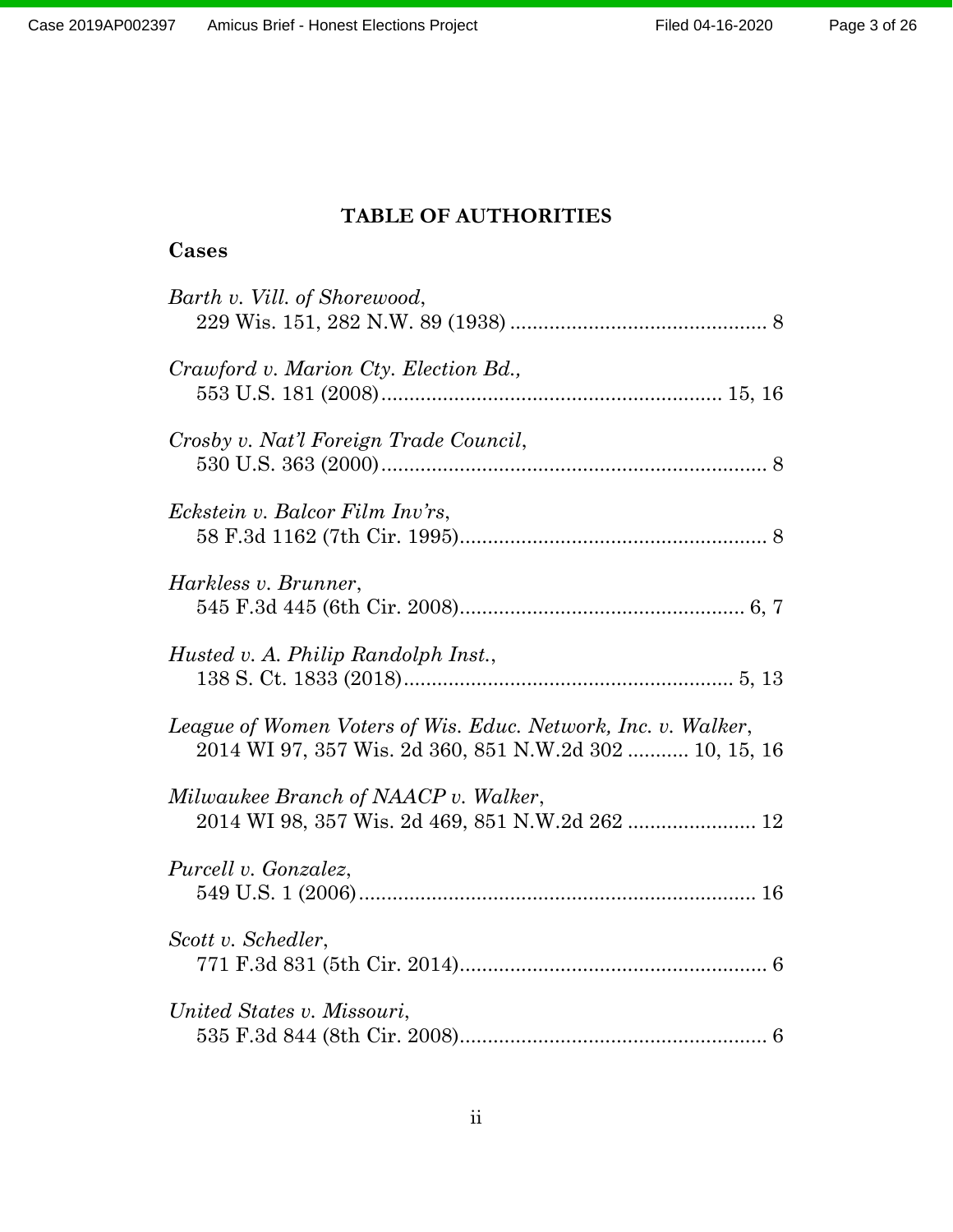## TABLE OF AUTHORITIES

### Cases

*Barth v. Vill. of Shorewood*,
229 Wis. 151, 282 N.W. 89 (1938) .............................................. 8

*Crawford v. Marion Cty. Election Bd.,*
553 U.S. 181 (2008)............................................................ 15, 16

*Crosby v. Nat'l Foreign Trade Council*,
530 U.S. 363 (2000)..................................................................... 8

*Eckstein v. Balcor Film Inv'rs*,
58 F.3d 1162 (7th Cir. 1995)....................................................... 8

*Harkless v. Brunner*,
545 F.3d 445 (6th Cir. 2008)................................................... 6, 7

*Husted v. A. Philip Randolph Inst.*,
138 S. Ct. 1833 (2018)........................................................... 5, 13

*League of Women Voters of Wis. Educ. Network, Inc. v. Walker*,
2014 WI 97, 357 Wis. 2d 360, 851 N.W.2d 302 ........... 10, 15, 16

*Milwaukee Branch of NAACP v. Walker*,
2014 WI 98, 357 Wis. 2d 469, 851 N.W.2d 262 ....................... 12

*Purcell v. Gonzalez*,
549 U.S. 1 (2006)....................................................................... 16

*Scott v. Schedler*,
771 F.3d 831 (5th Cir. 2014)....................................................... 6

*United States v. Missouri*,
535 F.3d 844 (8th Cir. 2008)....................................................... 6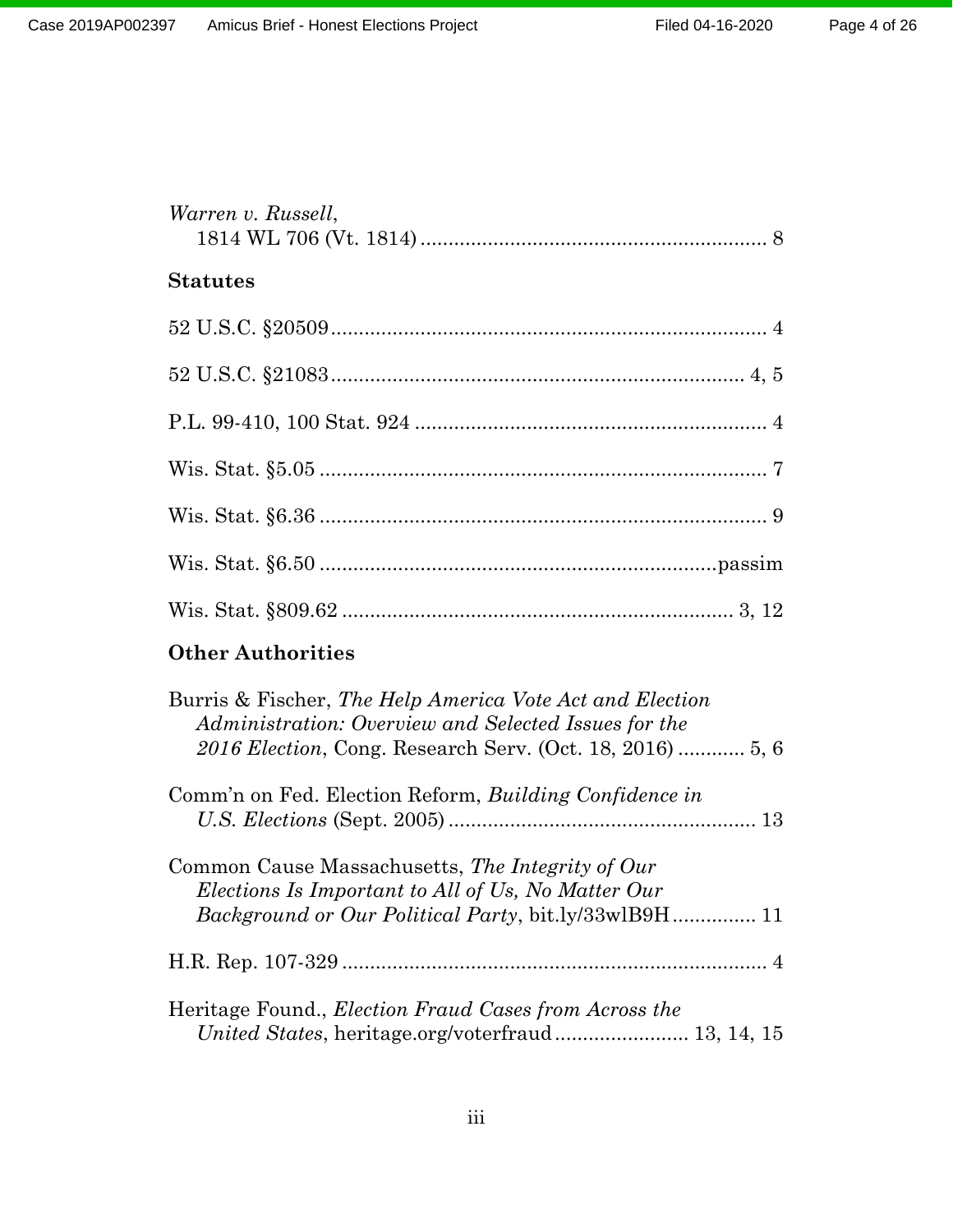*Warren v. Russell*,
1814 WL 706 (Vt. 1814) .............................................................. 8

**Statutes**

52 U.S.C. §20509 .............................................................................. 4

52 U.S.C. §21083 .......................................................................... 4, 5

P.L. 99-410, 100 Stat. 924 ............................................................... 4

Wis. Stat. §5.05 ................................................................................ 7

Wis. Stat. §6.36 ................................................................................ 9

Wis. Stat. §6.50 ...................................................................... passim

Wis. Stat. §809.62 ...................................................................... 3, 12

**Other Authorities**

Burris & Fischer, *The Help America Vote Act and Election Administration: Overview and Selected Issues for the 2016 Election*, Cong. Research Serv. (Oct. 18, 2016) ............ 5, 6

Comm'n on Fed. Election Reform, *Building Confidence in U.S. Elections* (Sept. 2005) ....................................................... 13

Common Cause Massachusetts, *The Integrity of Our Elections Is Important to All of Us, No Matter Our Background or Our Political Party*, bit.ly/33wlB9H ............... 11

H.R. Rep. 107-329 ............................................................................ 4

Heritage Found., *Election Fraud Cases from Across the United States*, heritage.org/voterfraud ........................ 13, 14, 15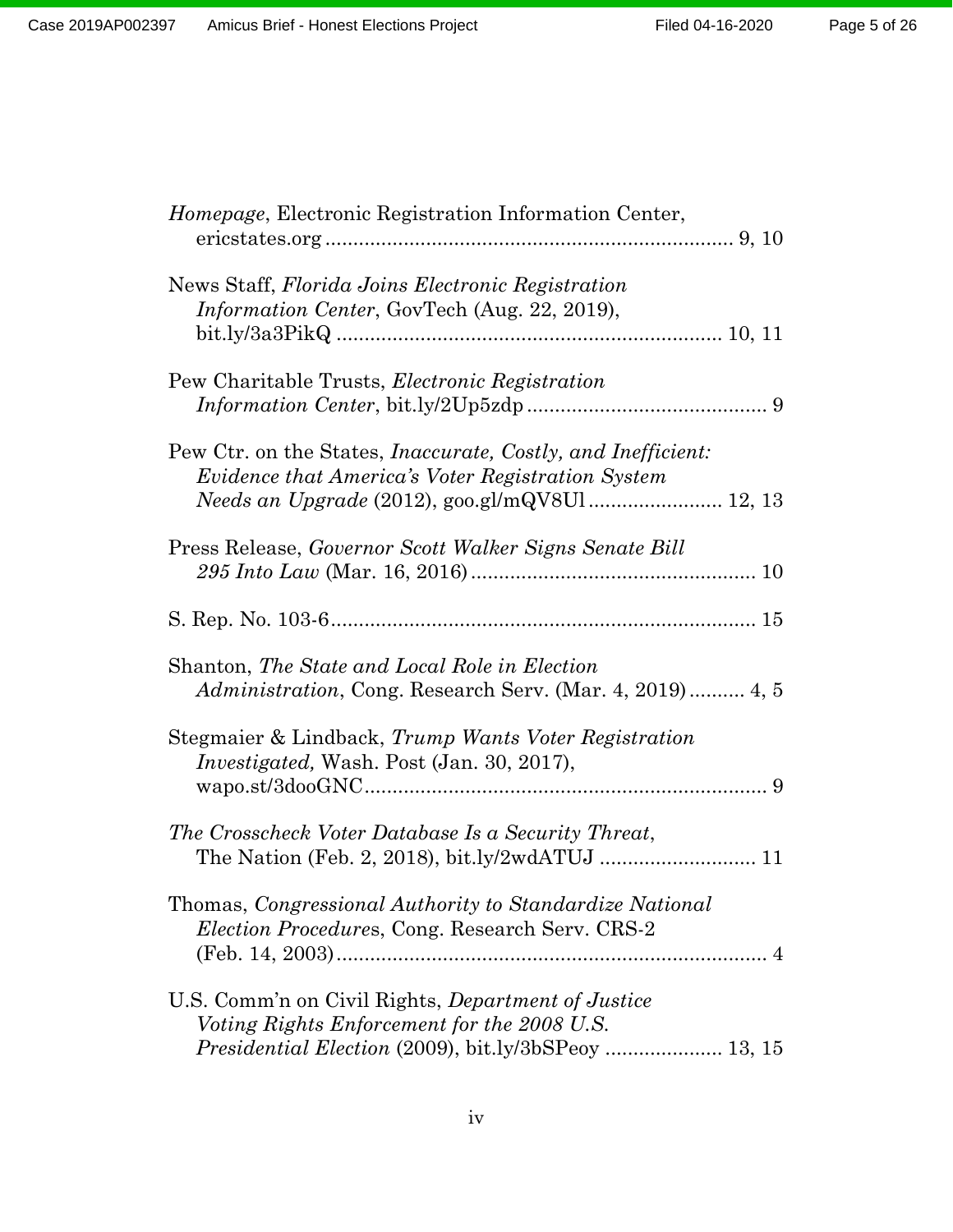*Homepage*, Electronic Registration Information Center, ericstates.org ........................................................................ 9, 10

News Staff, *Florida Joins Electronic Registration Information Center*, GovTech (Aug. 22, 2019), bit.ly/3a3PikQ .................................................................... 10, 11

Pew Charitable Trusts, *Electronic Registration Information Center*, bit.ly/2Up5zdp ........................................... 9

Pew Ctr. on the States, *Inaccurate, Costly, and Inefficient: Evidence that America's Voter Registration System Needs an Upgrade* (2012), goo.gl/mQV8Ul ........................ 12, 13

Press Release, *Governor Scott Walker Signs Senate Bill 295 Into Law* (Mar. 16, 2016) ................................................... 10

S. Rep. No. 103-6............................................................................ 15

Shanton, *The State and Local Role in Election Administration*, Cong. Research Serv. (Mar. 4, 2019) .......... 4, 5

Stegmaier & Lindback, *Trump Wants Voter Registration Investigated,* Wash. Post (Jan. 30, 2017), wapo.st/3dooGNC........................................................................ 9

*The Crosscheck Voter Database Is a Security Threat*, The Nation (Feb. 2, 2018), bit.ly/2wdATUJ ............................ 11

Thomas, *Congressional Authority to Standardize National Election Procedures*, Cong. Research Serv. CRS-2 (Feb. 14, 2003)............................................................................. 4

U.S. Comm'n on Civil Rights, *Department of Justice Voting Rights Enforcement for the 2008 U.S. Presidential Election* (2009), bit.ly/3bSPeoy ..................... 13, 15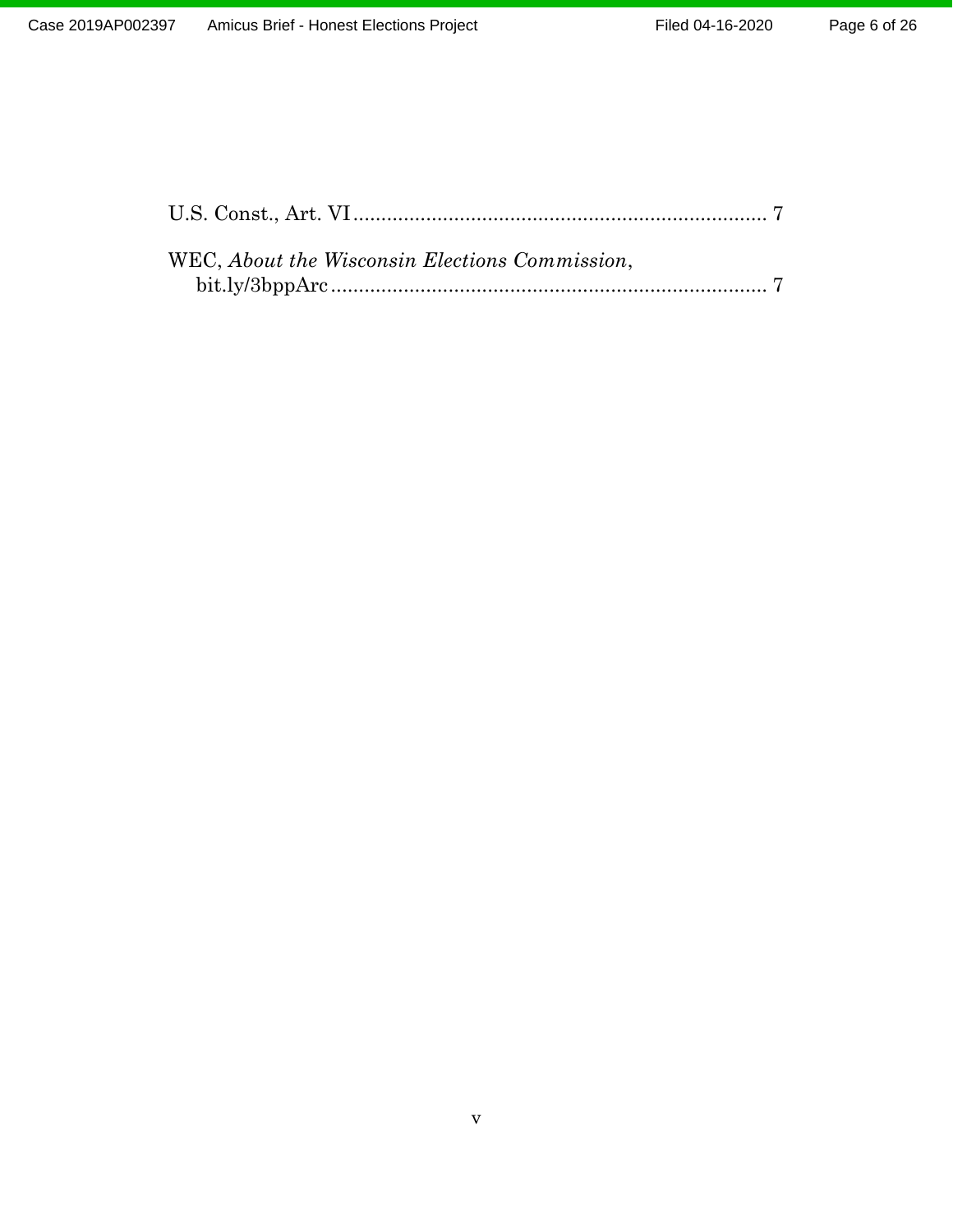U.S. Const., Art. VI .......................................................................... 7

WEC, *About the Wisconsin Elections Commission*,
bit.ly/3bppArc ............................................................................. 7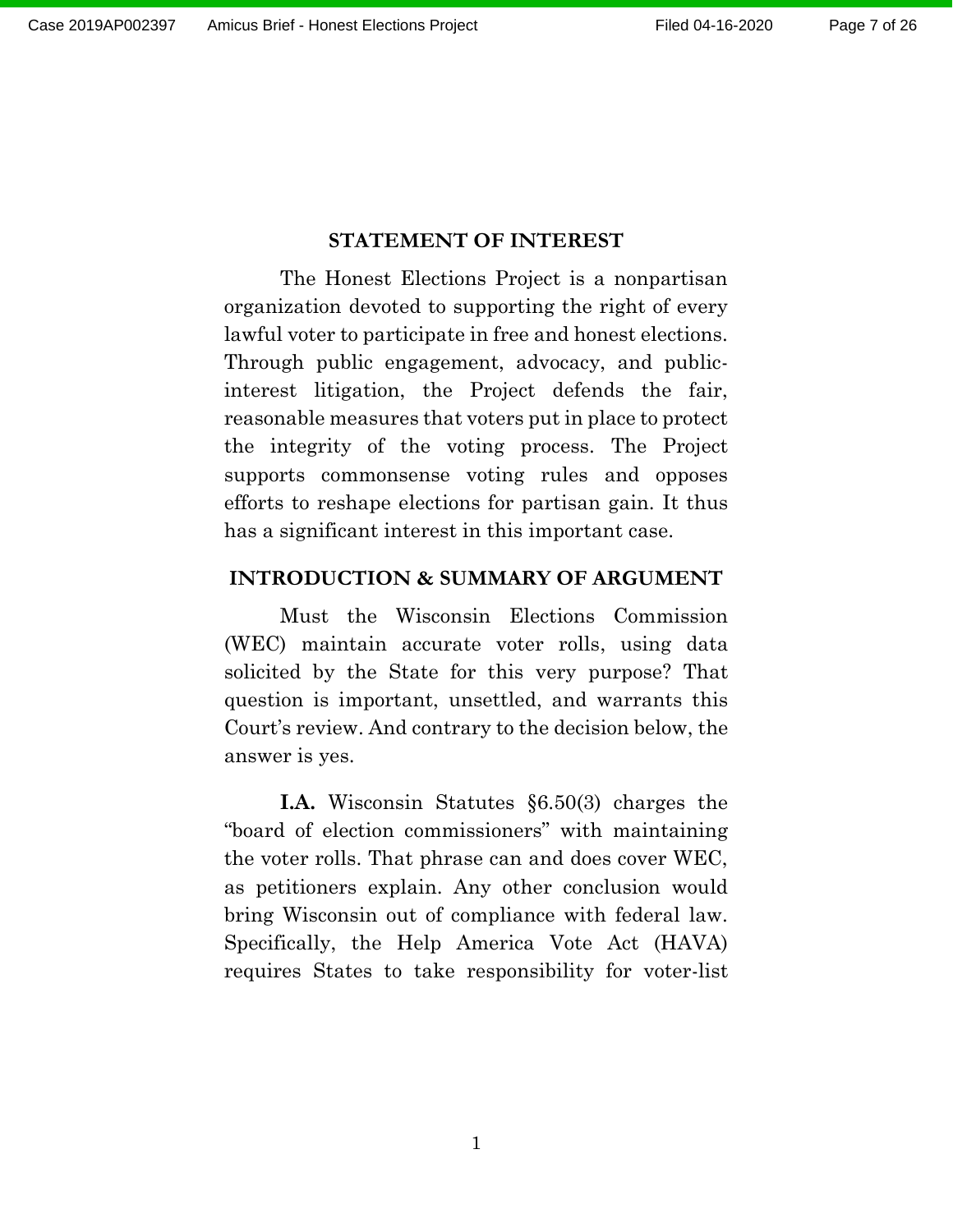## STATEMENT OF INTEREST

The Honest Elections Project is a nonpartisan organization devoted to supporting the right of every lawful voter to participate in free and honest elections. Through public engagement, advocacy, and public-interest litigation, the Project defends the fair, reasonable measures that voters put in place to protect the integrity of the voting process. The Project supports commonsense voting rules and opposes efforts to reshape elections for partisan gain. It thus has a significant interest in this important case.

## INTRODUCTION & SUMMARY OF ARGUMENT

Must the Wisconsin Elections Commission (WEC) maintain accurate voter rolls, using data solicited by the State for this very purpose? That question is important, unsettled, and warrants this Court's review. And contrary to the decision below, the answer is yes.

**I.A.** Wisconsin Statutes §6.50(3) charges the "board of election commissioners" with maintaining the voter rolls. That phrase can and does cover WEC, as petitioners explain. Any other conclusion would bring Wisconsin out of compliance with federal law. Specifically, the Help America Vote Act (HAVA) requires States to take responsibility for voter-list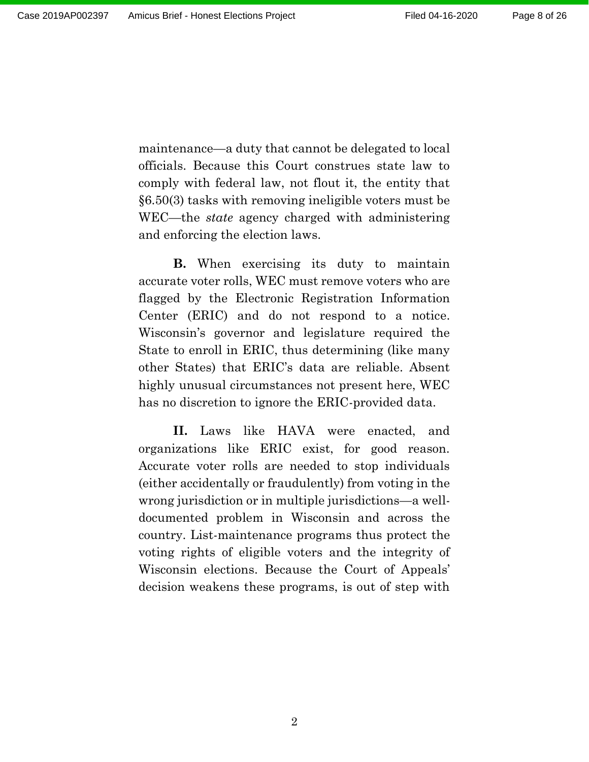maintenance—a duty that cannot be delegated to local officials. Because this Court construes state law to comply with federal law, not flout it, the entity that §6.50(3) tasks with removing ineligible voters must be WEC—the *state* agency charged with administering and enforcing the election laws.

**B.** When exercising its duty to maintain accurate voter rolls, WEC must remove voters who are flagged by the Electronic Registration Information Center (ERIC) and do not respond to a notice. Wisconsin's governor and legislature required the State to enroll in ERIC, thus determining (like many other States) that ERIC's data are reliable. Absent highly unusual circumstances not present here, WEC has no discretion to ignore the ERIC-provided data.

**II.** Laws like HAVA were enacted, and organizations like ERIC exist, for good reason. Accurate voter rolls are needed to stop individuals (either accidentally or fraudulently) from voting in the wrong jurisdiction or in multiple jurisdictions—a well-documented problem in Wisconsin and across the country. List-maintenance programs thus protect the voting rights of eligible voters and the integrity of Wisconsin elections. Because the Court of Appeals' decision weakens these programs, is out of step with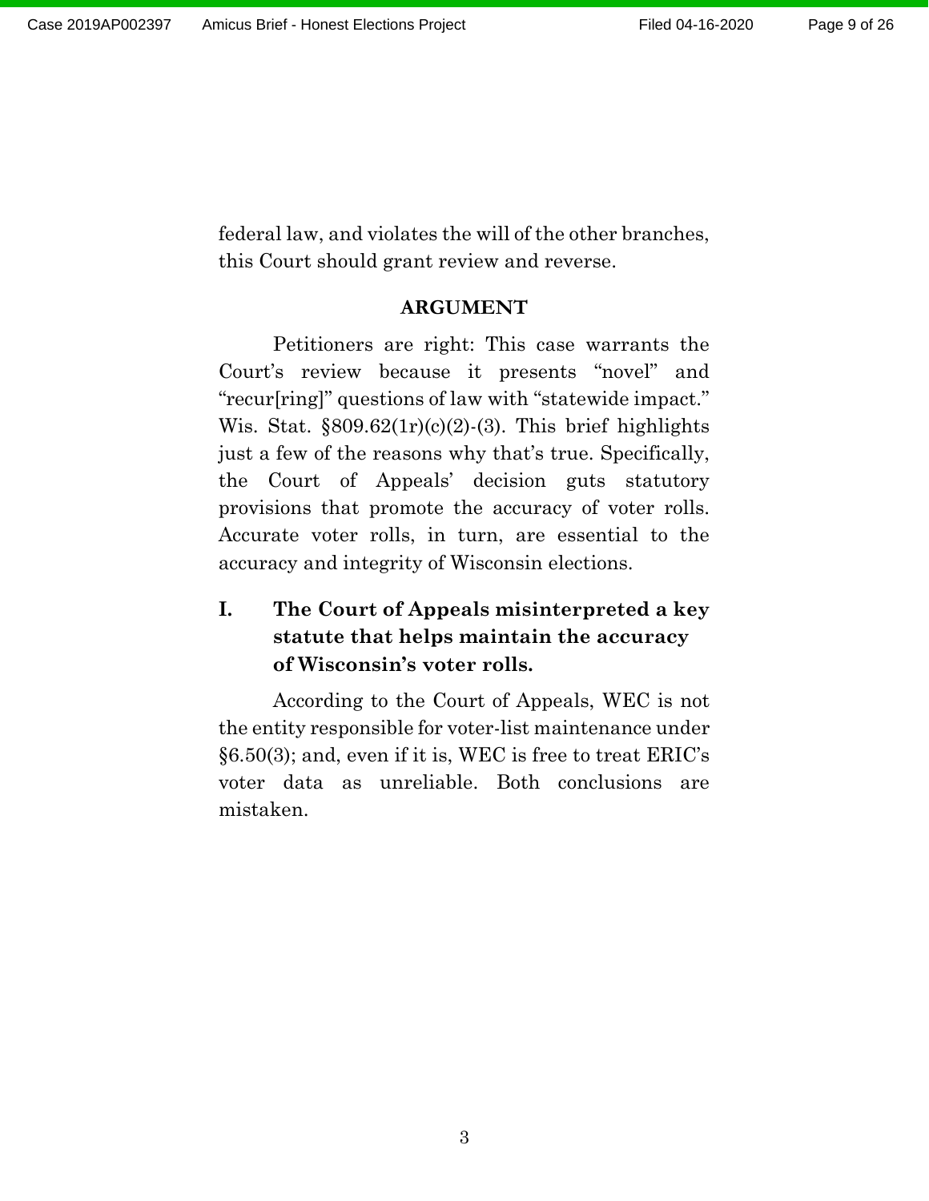federal law, and violates the will of the other branches, this Court should grant review and reverse.

## ARGUMENT

Petitioners are right: This case warrants the Court's review because it presents "novel" and "recur[ring]" questions of law with "statewide impact." Wis. Stat. §809.62(1r)(c)(2)-(3). This brief highlights just a few of the reasons why that's true. Specifically, the Court of Appeals' decision guts statutory provisions that promote the accuracy of voter rolls. Accurate voter rolls, in turn, are essential to the accuracy and integrity of Wisconsin elections.

### I. The Court of Appeals misinterpreted a key statute that helps maintain the accuracy of Wisconsin's voter rolls.

According to the Court of Appeals, WEC is not the entity responsible for voter-list maintenance under §6.50(3); and, even if it is, WEC is free to treat ERIC's voter data as unreliable. Both conclusions are mistaken.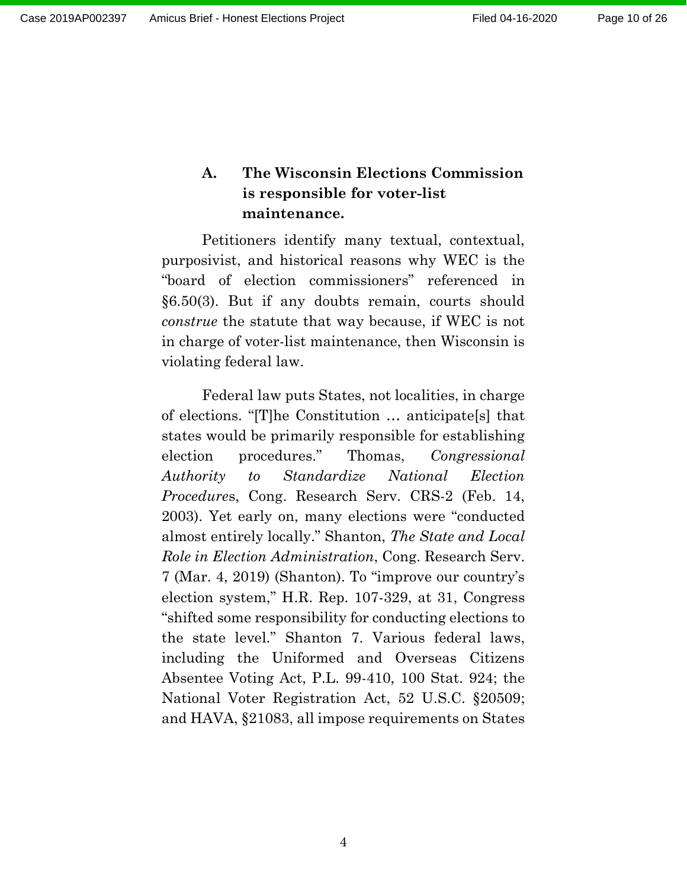### A. The Wisconsin Elections Commission is responsible for voter-list maintenance.

Petitioners identify many textual, contextual, purposivist, and historical reasons why WEC is the "board of election commissioners" referenced in §6.50(3). But if any doubts remain, courts should *construe* the statute that way because, if WEC is not in charge of voter-list maintenance, then Wisconsin is violating federal law.

Federal law puts States, not localities, in charge of elections. "[T]he Constitution … anticipate[s] that states would be primarily responsible for establishing election procedures." Thomas, *Congressional Authority to Standardize National Election Procedures*, Cong. Research Serv. CRS-2 (Feb. 14, 2003). Yet early on, many elections were "conducted almost entirely locally." Shanton, *The State and Local Role in Election Administration*, Cong. Research Serv. 7 (Mar. 4, 2019) (Shanton). To "improve our country's election system," H.R. Rep. 107-329, at 31, Congress "shifted some responsibility for conducting elections to the state level." Shanton 7. Various federal laws, including the Uniformed and Overseas Citizens Absentee Voting Act, P.L. 99-410, 100 Stat. 924; the National Voter Registration Act, 52 U.S.C. §20509; and HAVA, §21083, all impose requirements on States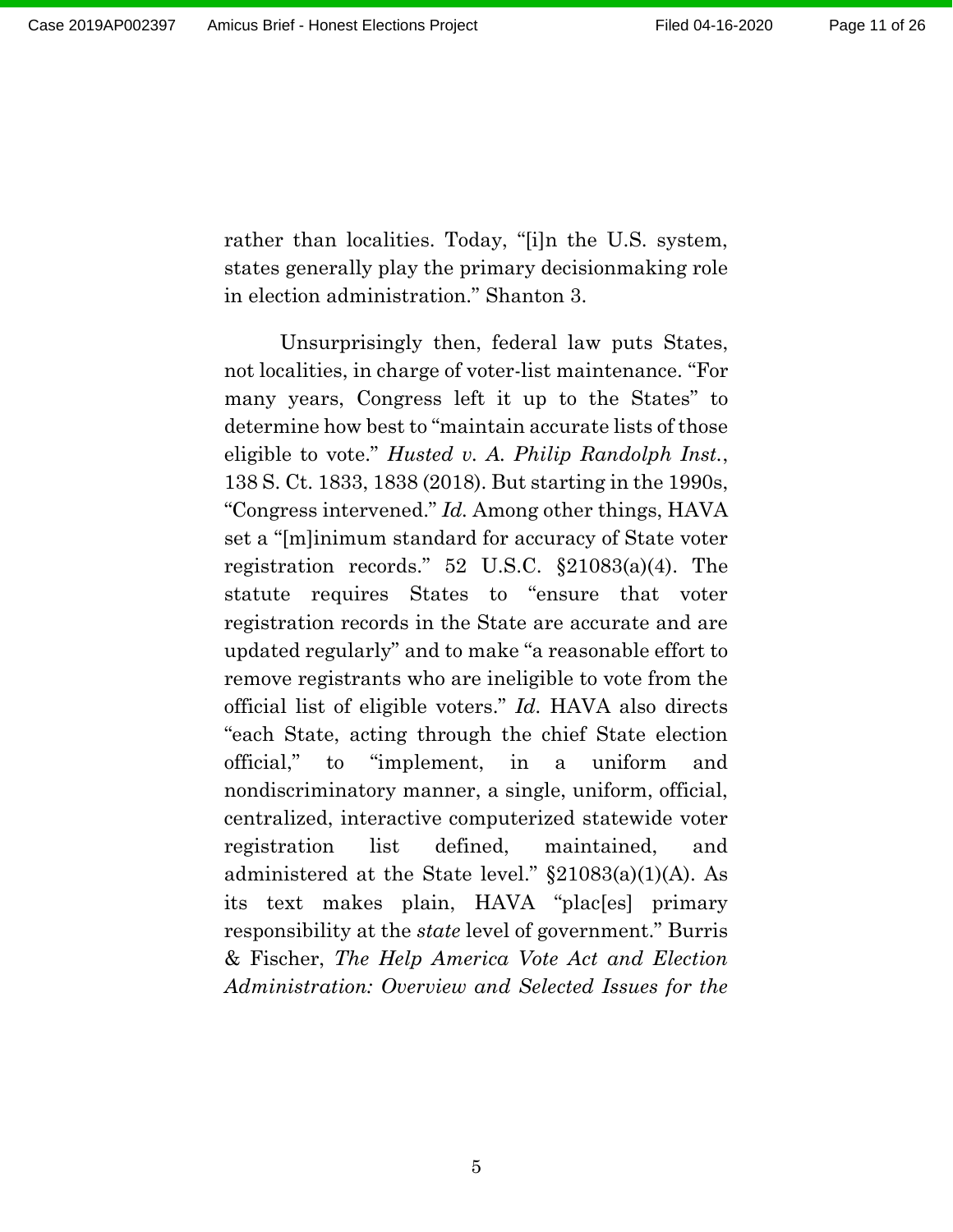rather than localities. Today, "[i]n the U.S. system, states generally play the primary decisionmaking role in election administration." Shanton 3.

Unsurprisingly then, federal law puts States, not localities, in charge of voter-list maintenance. "For many years, Congress left it up to the States" to determine how best to "maintain accurate lists of those eligible to vote." *Husted v. A. Philip Randolph Inst.*, 138 S. Ct. 1833, 1838 (2018). But starting in the 1990s, "Congress intervened." *Id.* Among other things, HAVA set a "[m]inimum standard for accuracy of State voter registration records." 52 U.S.C. §21083(a)(4). The statute requires States to "ensure that voter registration records in the State are accurate and are updated regularly" and to make "a reasonable effort to remove registrants who are ineligible to vote from the official list of eligible voters." *Id.* HAVA also directs "each State, acting through the chief State election official," to "implement, in a uniform and nondiscriminatory manner, a single, uniform, official, centralized, interactive computerized statewide voter registration list defined, maintained, and administered at the State level." §21083(a)(1)(A). As its text makes plain, HAVA "plac[es] primary responsibility at the *state* level of government." Burris & Fischer, *The Help America Vote Act and Election Administration: Overview and Selected Issues for the*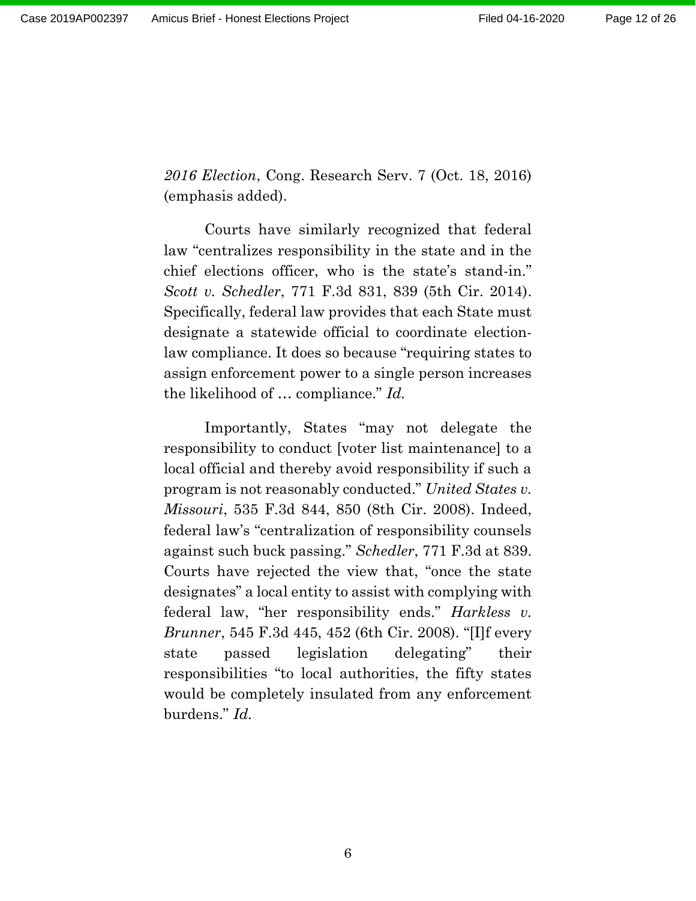*2016 Election*, Cong. Research Serv. 7 (Oct. 18, 2016) (emphasis added).

Courts have similarly recognized that federal law "centralizes responsibility in the state and in the chief elections officer, who is the state's stand-in." *Scott v. Schedler*, 771 F.3d 831, 839 (5th Cir. 2014). Specifically, federal law provides that each State must designate a statewide official to coordinate election-law compliance. It does so because "requiring states to assign enforcement power to a single person increases the likelihood of … compliance." *Id.*

Importantly, States "may not delegate the responsibility to conduct [voter list maintenance] to a local official and thereby avoid responsibility if such a program is not reasonably conducted." *United States v. Missouri*, 535 F.3d 844, 850 (8th Cir. 2008). Indeed, federal law's "centralization of responsibility counsels against such buck passing." *Schedler*, 771 F.3d at 839. Courts have rejected the view that, "once the state designates" a local entity to assist with complying with federal law, "her responsibility ends." *Harkless v. Brunner*, 545 F.3d 445, 452 (6th Cir. 2008). "[I]f every state passed legislation delegating" their responsibilities "to local authorities, the fifty states would be completely insulated from any enforcement burdens." *Id.*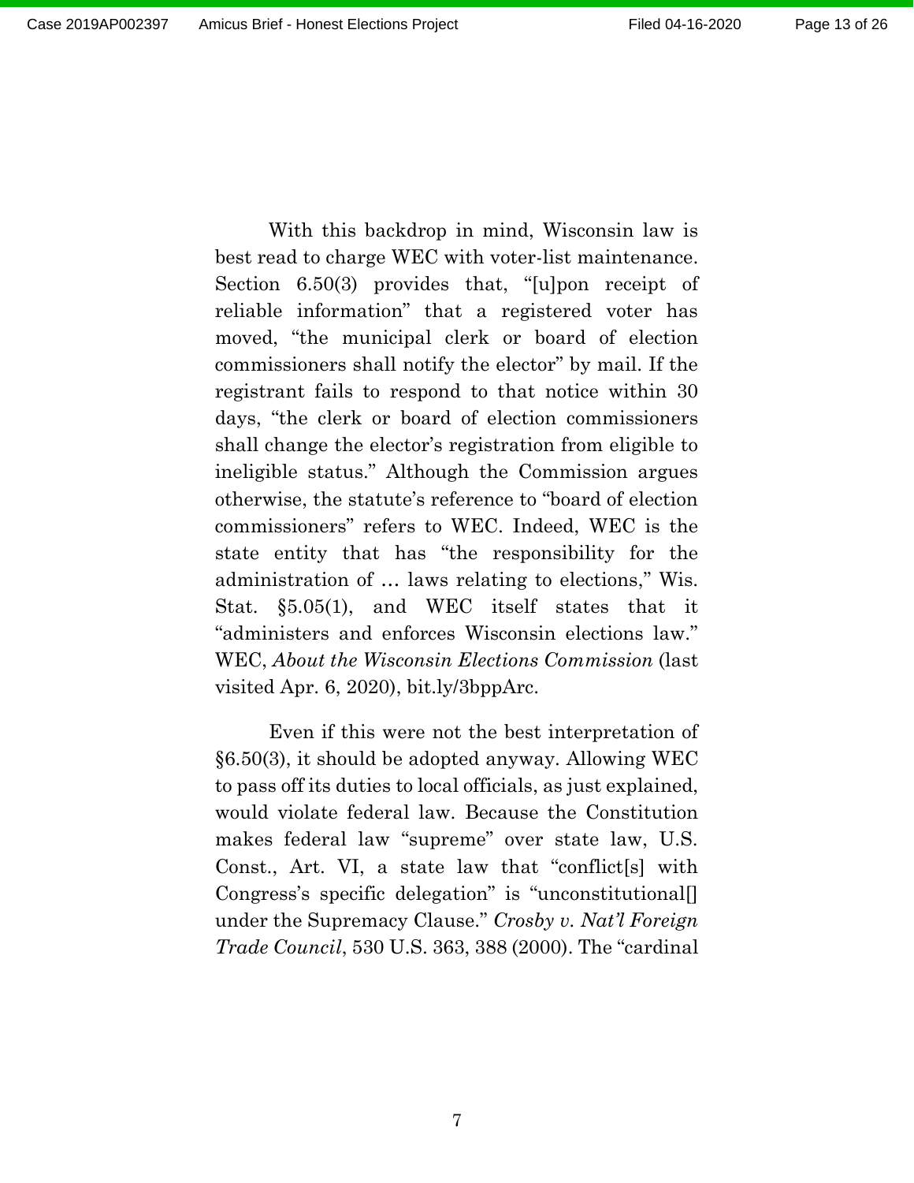With this backdrop in mind, Wisconsin law is best read to charge WEC with voter-list maintenance. Section 6.50(3) provides that, "[u]pon receipt of reliable information" that a registered voter has moved, "the municipal clerk or board of election commissioners shall notify the elector" by mail. If the registrant fails to respond to that notice within 30 days, "the clerk or board of election commissioners shall change the elector's registration from eligible to ineligible status." Although the Commission argues otherwise, the statute's reference to "board of election commissioners" refers to WEC. Indeed, WEC is the state entity that has "the responsibility for the administration of … laws relating to elections," Wis. Stat. §5.05(1), and WEC itself states that it "administers and enforces Wisconsin elections law." WEC, *About the Wisconsin Elections Commission* (last visited Apr. 6, 2020), bit.ly/3bppArc.

Even if this were not the best interpretation of §6.50(3), it should be adopted anyway. Allowing WEC to pass off its duties to local officials, as just explained, would violate federal law. Because the Constitution makes federal law "supreme" over state law, U.S. Const., Art. VI, a state law that "conflict[s] with Congress's specific delegation" is "unconstitutional[] under the Supremacy Clause." *Crosby v. Nat'l Foreign Trade Council*, 530 U.S. 363, 388 (2000). The "cardinal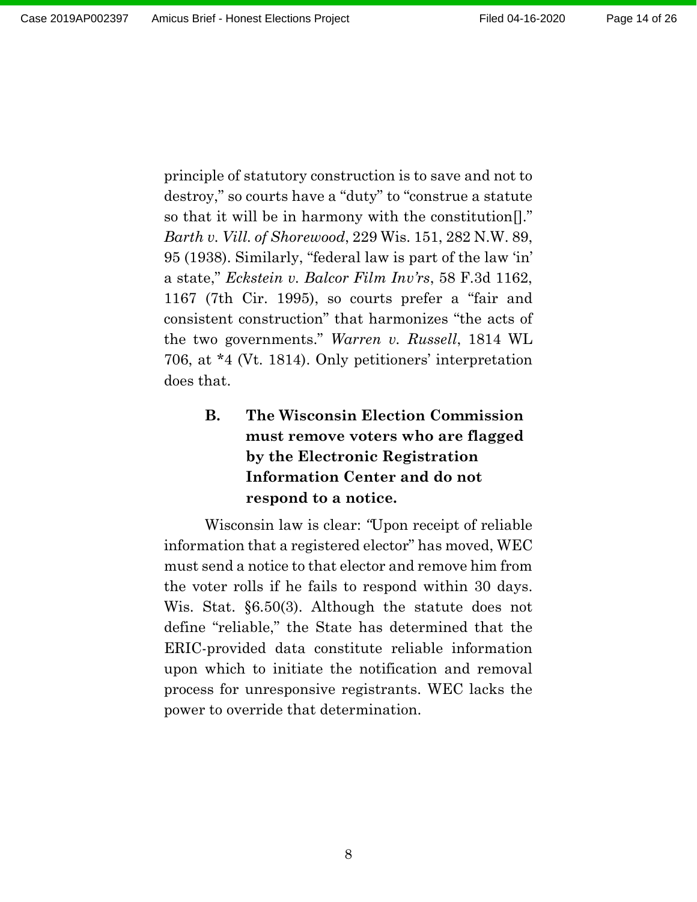principle of statutory construction is to save and not to destroy," so courts have a "duty" to "construe a statute so that it will be in harmony with the constitution[]." *Barth v. Vill. of Shorewood*, 229 Wis. 151, 282 N.W. 89, 95 (1938). Similarly, "federal law is part of the law 'in' a state," *Eckstein v. Balcor Film Inv'rs*, 58 F.3d 1162, 1167 (7th Cir. 1995), so courts prefer a "fair and consistent construction" that harmonizes "the acts of the two governments." *Warren v. Russell*, 1814 WL 706, at *4 (Vt. 1814). Only petitioners' interpretation does that.

### B. The Wisconsin Election Commission must remove voters who are flagged by the Electronic Registration Information Center and do not respond to a notice.

Wisconsin law is clear: "Upon receipt of reliable information that a registered elector" has moved, WEC must send a notice to that elector and remove him from the voter rolls if he fails to respond within 30 days. Wis. Stat. §6.50(3). Although the statute does not define "reliable," the State has determined that the ERIC-provided data constitute reliable information upon which to initiate the notification and removal process for unresponsive registrants. WEC lacks the power to override that determination.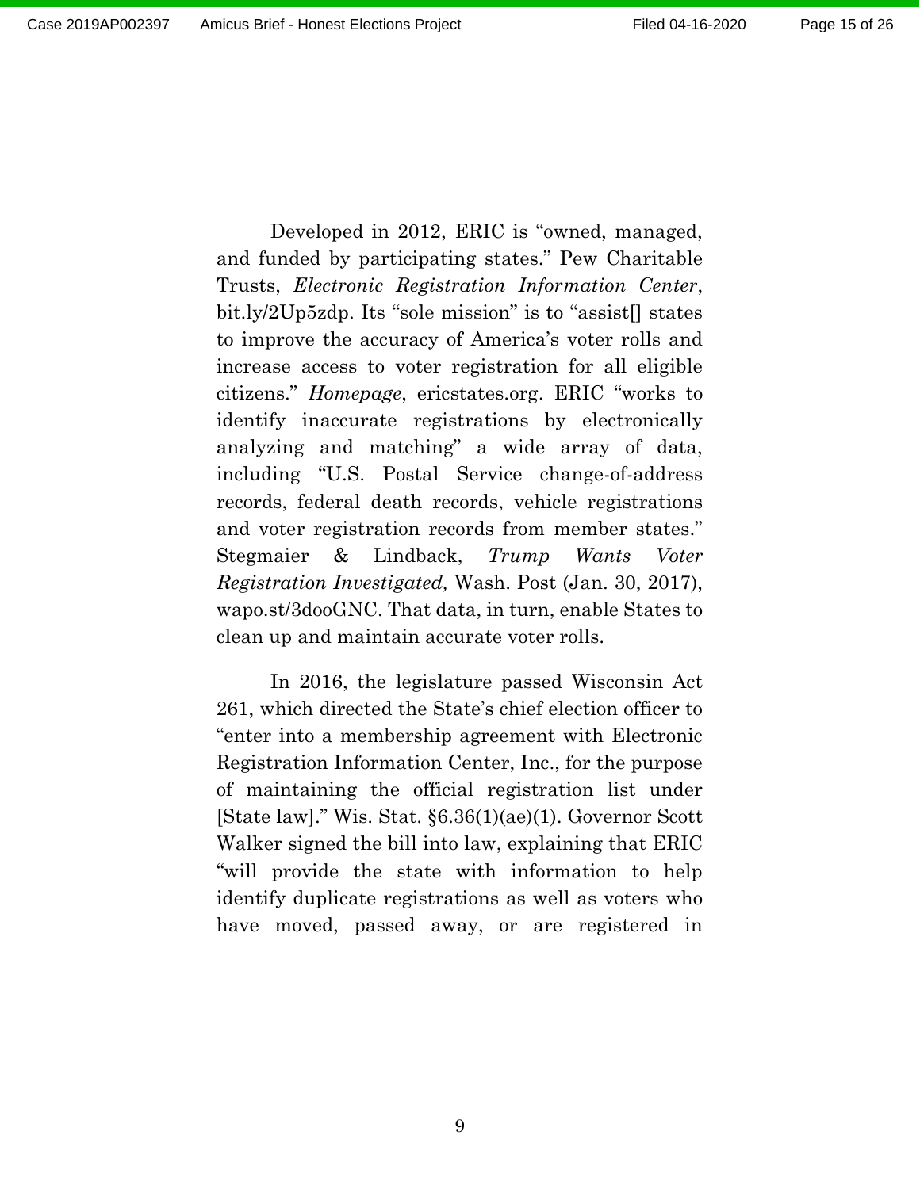Developed in 2012, ERIC is "owned, managed, and funded by participating states." Pew Charitable Trusts, *Electronic Registration Information Center*, bit.ly/2Up5zdp. Its "sole mission" is to "assist[] states to improve the accuracy of America's voter rolls and increase access to voter registration for all eligible citizens." *Homepage*, ericstates.org. ERIC "works to identify inaccurate registrations by electronically analyzing and matching" a wide array of data, including "U.S. Postal Service change-of-address records, federal death records, vehicle registrations and voter registration records from member states." Stegmaier & Lindback, *Trump Wants Voter Registration Investigated,* Wash. Post (Jan. 30, 2017), wapo.st/3dooGNC. That data, in turn, enable States to clean up and maintain accurate voter rolls.

In 2016, the legislature passed Wisconsin Act 261, which directed the State's chief election officer to "enter into a membership agreement with Electronic Registration Information Center, Inc., for the purpose of maintaining the official registration list under [State law]." Wis. Stat. §6.36(1)(ae)(1). Governor Scott Walker signed the bill into law, explaining that ERIC "will provide the state with information to help identify duplicate registrations as well as voters who have moved, passed away, or are registered in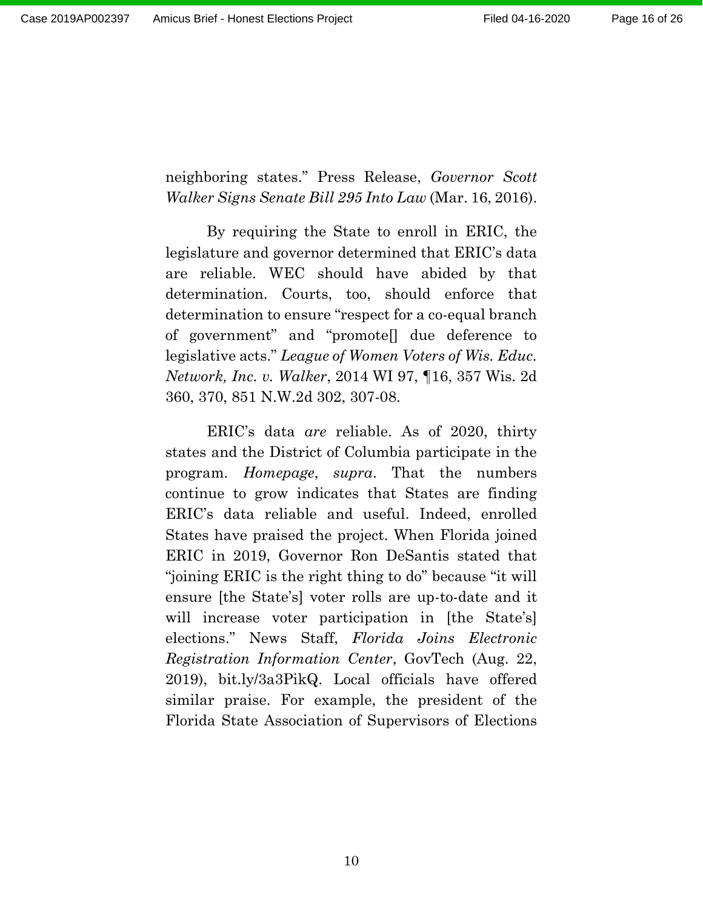neighboring states." Press Release, *Governor Scott Walker Signs Senate Bill 295 Into Law* (Mar. 16, 2016).

By requiring the State to enroll in ERIC, the legislature and governor determined that ERIC's data are reliable. WEC should have abided by that determination. Courts, too, should enforce that determination to ensure "respect for a co-equal branch of government" and "promote[] due deference to legislative acts." *League of Women Voters of Wis. Educ. Network, Inc. v. Walker*, 2014 WI 97, ¶16, 357 Wis. 2d 360, 370, 851 N.W.2d 302, 307-08.

ERIC's data *are* reliable. As of 2020, thirty states and the District of Columbia participate in the program. *Homepage*, *supra*. That the numbers continue to grow indicates that States are finding ERIC's data reliable and useful. Indeed, enrolled States have praised the project. When Florida joined ERIC in 2019, Governor Ron DeSantis stated that "joining ERIC is the right thing to do" because "it will ensure [the State's] voter rolls are up-to-date and it will increase voter participation in [the State's] elections." News Staff, *Florida Joins Electronic Registration Information Center*, GovTech (Aug. 22, 2019), bit.ly/3a3PikQ. Local officials have offered similar praise. For example, the president of the Florida State Association of Supervisors of Elections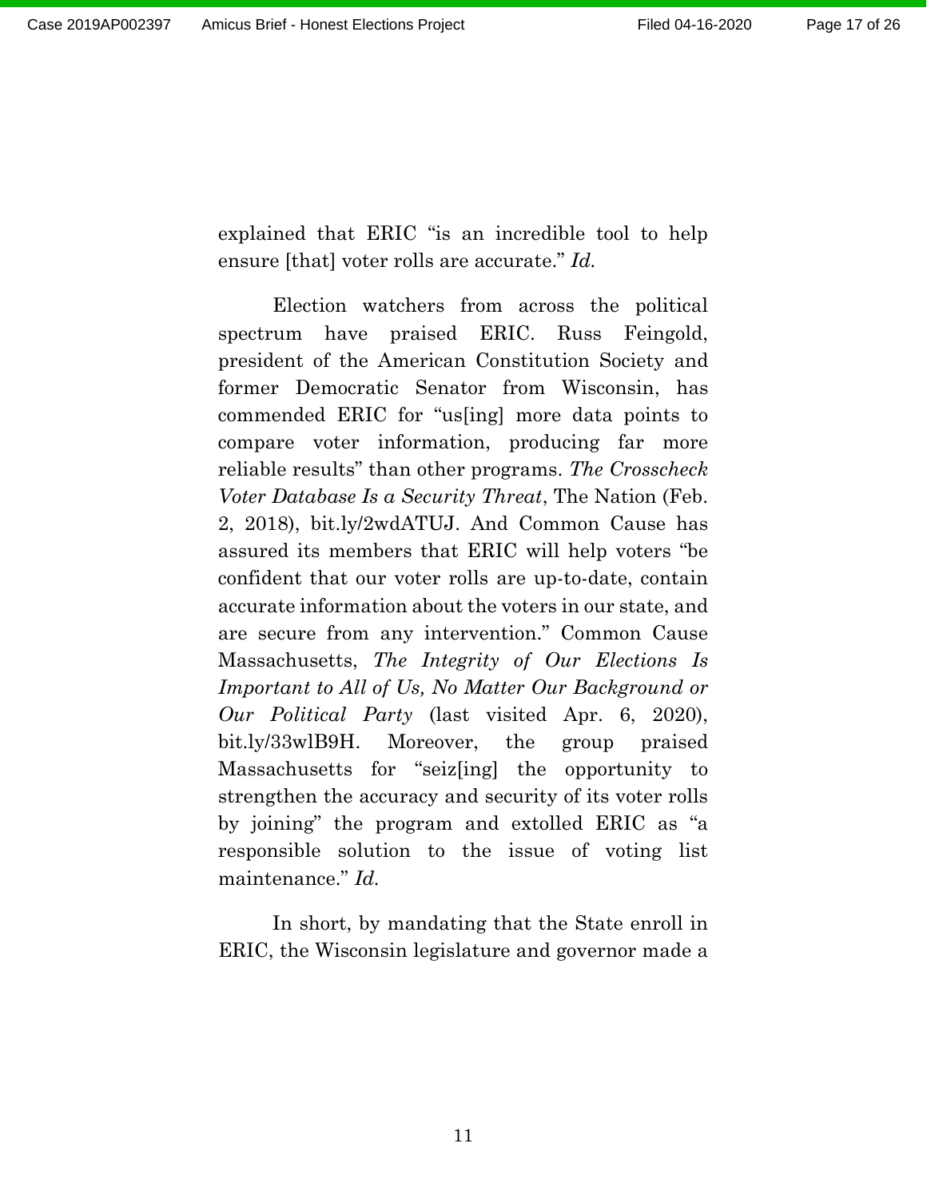explained that ERIC "is an incredible tool to help ensure [that] voter rolls are accurate." *Id.*

Election watchers from across the political spectrum have praised ERIC. Russ Feingold, president of the American Constitution Society and former Democratic Senator from Wisconsin, has commended ERIC for "us[ing] more data points to compare voter information, producing far more reliable results" than other programs. *The Crosscheck Voter Database Is a Security Threat*, The Nation (Feb. 2, 2018), bit.ly/2wdATUJ. And Common Cause has assured its members that ERIC will help voters "be confident that our voter rolls are up-to-date, contain accurate information about the voters in our state, and are secure from any intervention." Common Cause Massachusetts, *The Integrity of Our Elections Is Important to All of Us, No Matter Our Background or Our Political Party* (last visited Apr. 6, 2020), bit.ly/33wlB9H. Moreover, the group praised Massachusetts for "seiz[ing] the opportunity to strengthen the accuracy and security of its voter rolls by joining" the program and extolled ERIC as "a responsible solution to the issue of voting list maintenance." *Id.*

In short, by mandating that the State enroll in ERIC, the Wisconsin legislature and governor made a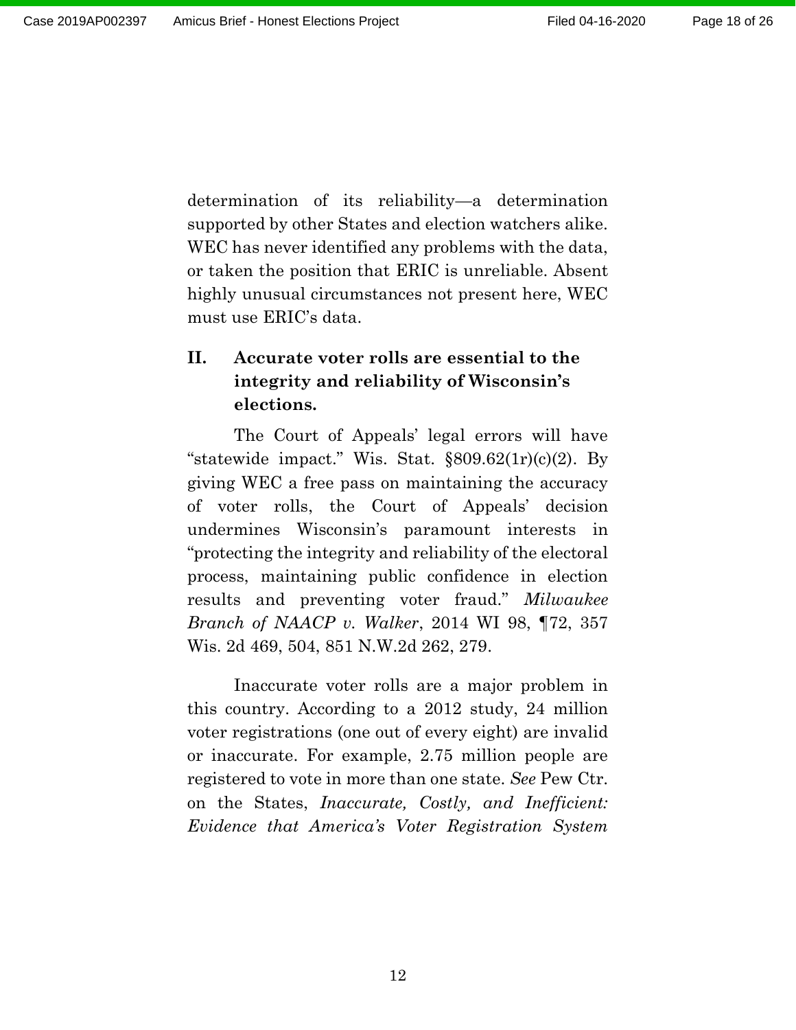determination of its reliability—a determination supported by other States and election watchers alike. WEC has never identified any problems with the data, or taken the position that ERIC is unreliable. Absent highly unusual circumstances not present here, WEC must use ERIC's data.

## II. Accurate voter rolls are essential to the integrity and reliability of Wisconsin's elections.

The Court of Appeals' legal errors will have "statewide impact." Wis. Stat. §809.62(1r)(c)(2). By giving WEC a free pass on maintaining the accuracy of voter rolls, the Court of Appeals' decision undermines Wisconsin's paramount interests in "protecting the integrity and reliability of the electoral process, maintaining public confidence in election results and preventing voter fraud." *Milwaukee Branch of NAACP v. Walker*, 2014 WI 98, ¶72, 357 Wis. 2d 469, 504, 851 N.W.2d 262, 279.

Inaccurate voter rolls are a major problem in this country. According to a 2012 study, 24 million voter registrations (one out of every eight) are invalid or inaccurate. For example, 2.75 million people are registered to vote in more than one state. *See* Pew Ctr. on the States, *Inaccurate, Costly, and Inefficient: Evidence that America's Voter Registration System*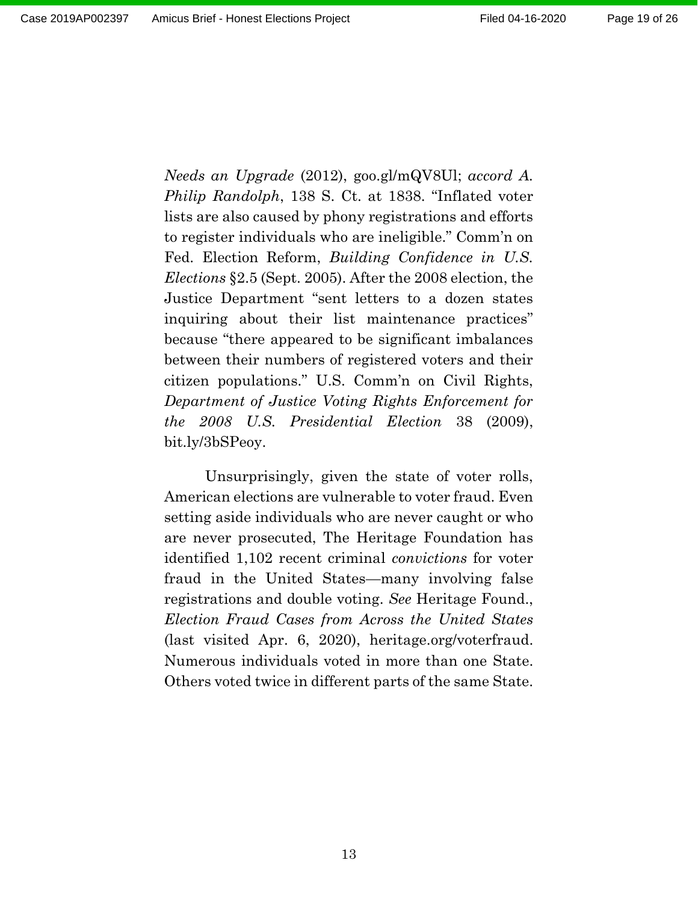*Needs an Upgrade* (2012), goo.gl/mQV8Ul; *accord A. Philip Randolph*, 138 S. Ct. at 1838. "Inflated voter lists are also caused by phony registrations and efforts to register individuals who are ineligible." Comm'n on Fed. Election Reform, *Building Confidence in U.S. Elections* §2.5 (Sept. 2005). After the 2008 election, the Justice Department "sent letters to a dozen states inquiring about their list maintenance practices" because "there appeared to be significant imbalances between their numbers of registered voters and their citizen populations." U.S. Comm'n on Civil Rights, *Department of Justice Voting Rights Enforcement for the 2008 U.S. Presidential Election* 38 (2009), bit.ly/3bSPeoy.

Unsurprisingly, given the state of voter rolls, American elections are vulnerable to voter fraud. Even setting aside individuals who are never caught or who are never prosecuted, The Heritage Foundation has identified 1,102 recent criminal *convictions* for voter fraud in the United States—many involving false registrations and double voting. *See* Heritage Found., *Election Fraud Cases from Across the United States* (last visited Apr. 6, 2020), heritage.org/voterfraud. Numerous individuals voted in more than one State. Others voted twice in different parts of the same State.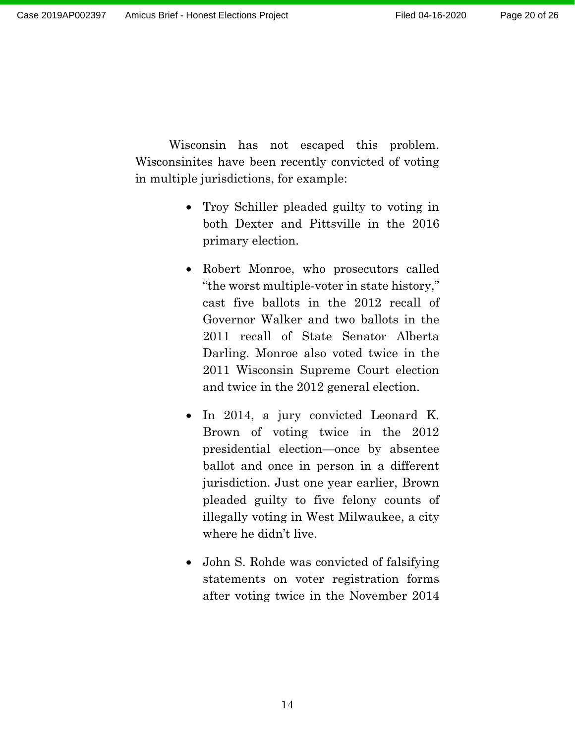Wisconsin has not escaped this problem. Wisconsinites have been recently convicted of voting in multiple jurisdictions, for example:

- Troy Schiller pleaded guilty to voting in both Dexter and Pittsville in the 2016 primary election.

- Robert Monroe, who prosecutors called "the worst multiple-voter in state history," cast five ballots in the 2012 recall of Governor Walker and two ballots in the 2011 recall of State Senator Alberta Darling. Monroe also voted twice in the 2011 Wisconsin Supreme Court election and twice in the 2012 general election.

- In 2014, a jury convicted Leonard K. Brown of voting twice in the 2012 presidential election—once by absentee ballot and once in person in a different jurisdiction. Just one year earlier, Brown pleaded guilty to five felony counts of illegally voting in West Milwaukee, a city where he didn't live.

- John S. Rohde was convicted of falsifying statements on voter registration forms after voting twice in the November 2014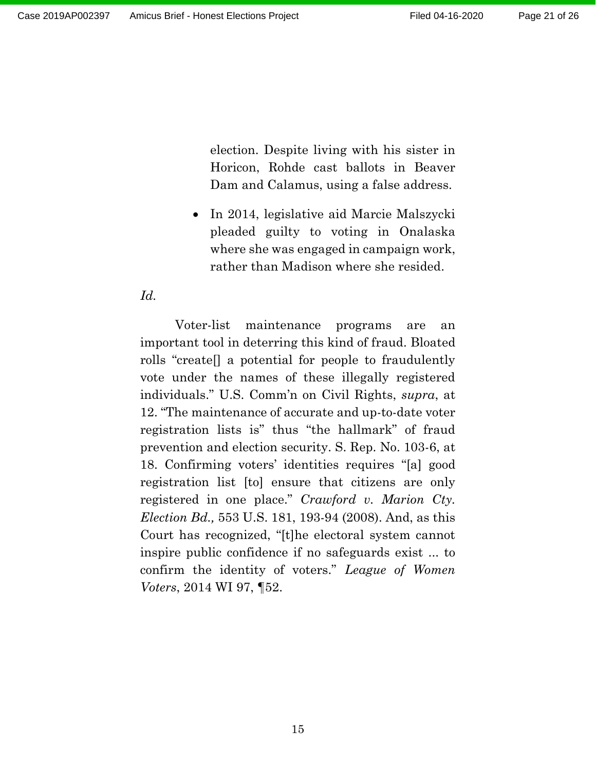election. Despite living with his sister in Horicon, Rohde cast ballots in Beaver Dam and Calamus, using a false address.

- In 2014, legislative aid Marcie Malszycki pleaded guilty to voting in Onalaska where she was engaged in campaign work, rather than Madison where she resided.

*Id.*

Voter-list maintenance programs are an important tool in deterring this kind of fraud. Bloated rolls "create[] a potential for people to fraudulently vote under the names of these illegally registered individuals." U.S. Comm'n on Civil Rights, *supra*, at 12. "The maintenance of accurate and up-to-date voter registration lists is" thus "the hallmark" of fraud prevention and election security. S. Rep. No. 103-6, at 18. Confirming voters' identities requires "[a] good registration list [to] ensure that citizens are only registered in one place." *Crawford v. Marion Cty. Election Bd.,* 553 U.S. 181, 193-94 (2008). And, as this Court has recognized, "[t]he electoral system cannot inspire public confidence if no safeguards exist ... to confirm the identity of voters." *League of Women Voters*, 2014 WI 97, ¶52.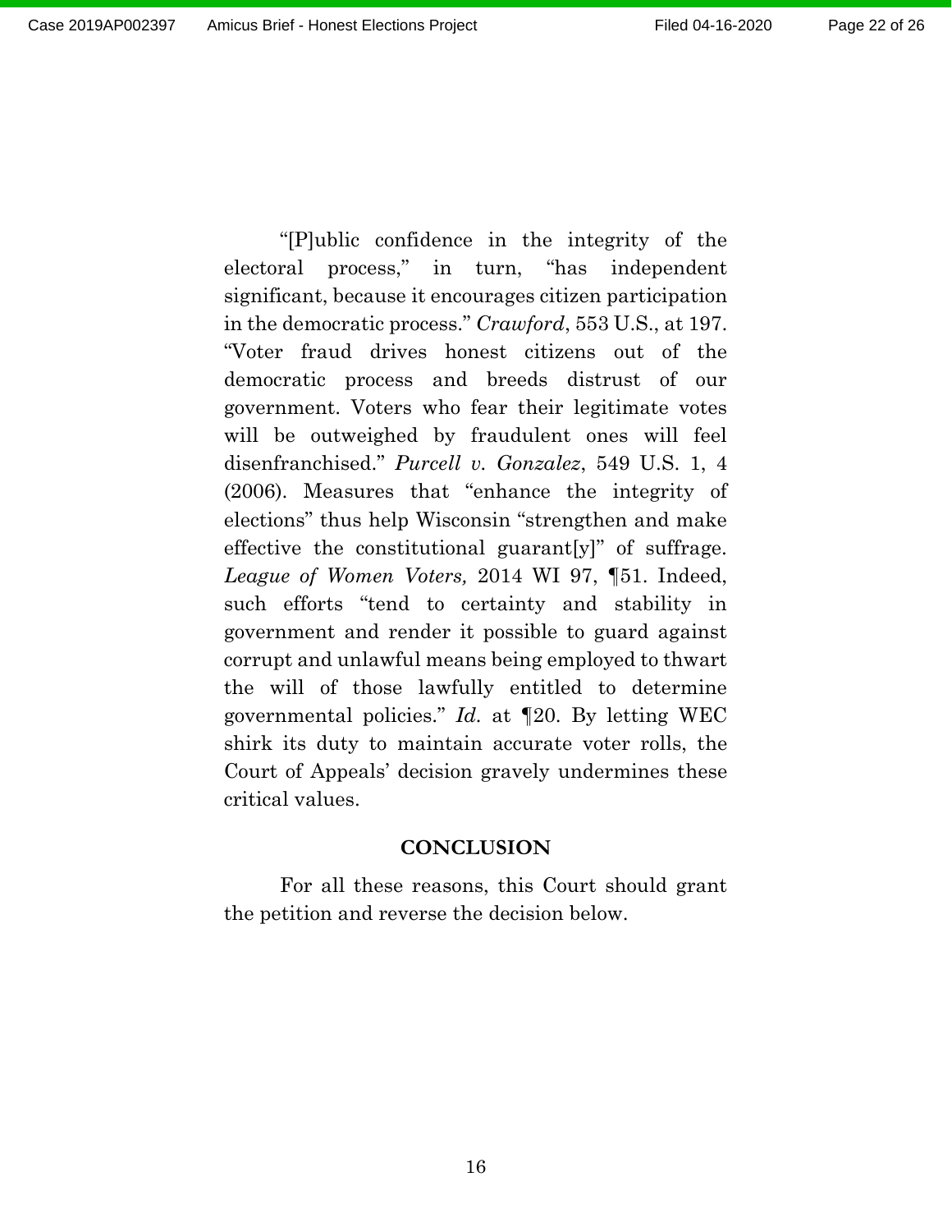"[P]ublic confidence in the integrity of the electoral process," in turn, "has independent significant, because it encourages citizen participation in the democratic process." *Crawford*, 553 U.S., at 197. "Voter fraud drives honest citizens out of the democratic process and breeds distrust of our government. Voters who fear their legitimate votes will be outweighed by fraudulent ones will feel disenfranchised." *Purcell v. Gonzalez*, 549 U.S. 1, 4 (2006). Measures that "enhance the integrity of elections" thus help Wisconsin "strengthen and make effective the constitutional guarant[y]" of suffrage. *League of Women Voters,* 2014 WI 97, ¶51. Indeed, such efforts "tend to certainty and stability in government and render it possible to guard against corrupt and unlawful means being employed to thwart the will of those lawfully entitled to determine governmental policies." *Id.* at ¶20. By letting WEC shirk its duty to maintain accurate voter rolls, the Court of Appeals' decision gravely undermines these critical values.

## CONCLUSION

For all these reasons, this Court should grant the petition and reverse the decision below.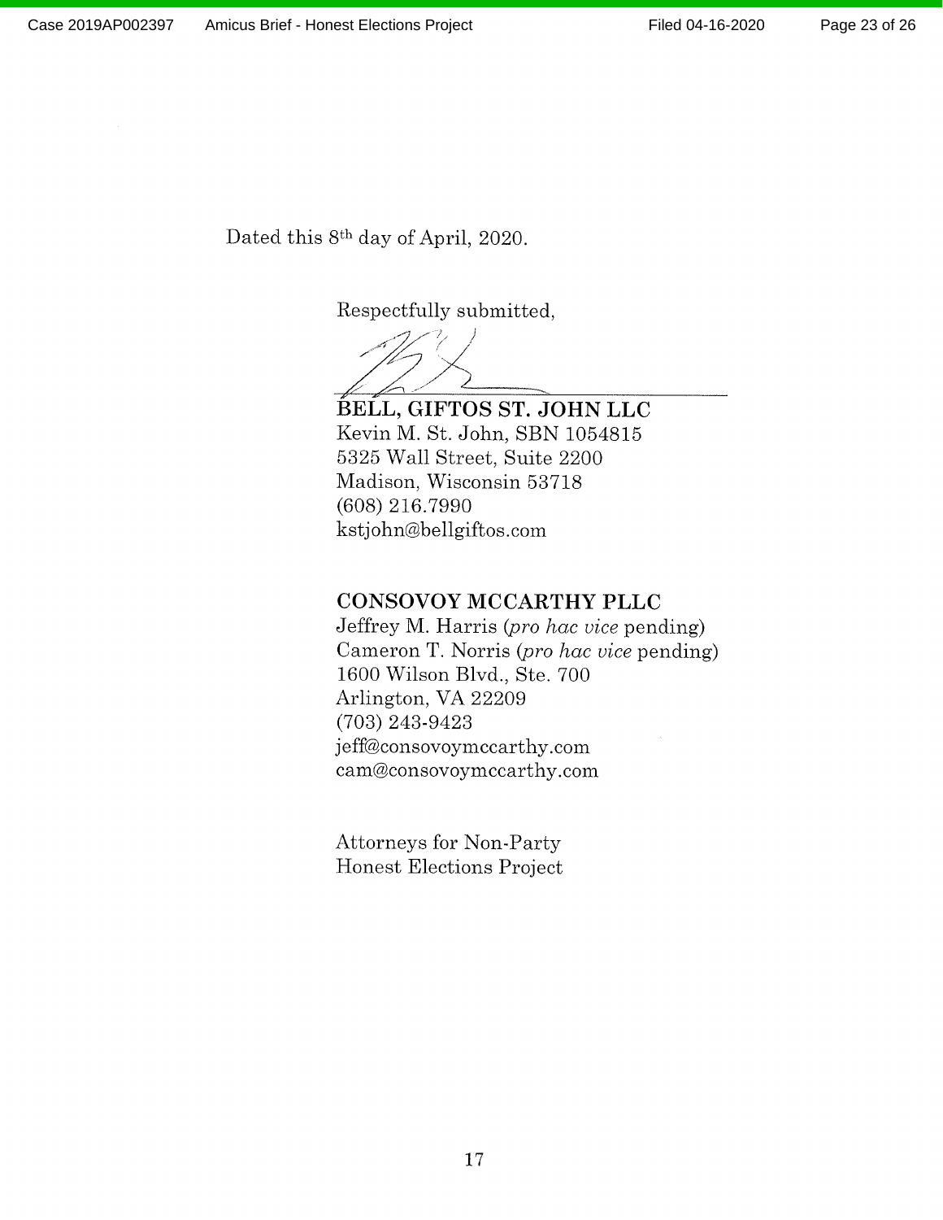Dated this 8th day of April, 2020.

Respectfully submitted,

**BELL, GIFTOS ST. JOHN LLC**
Kevin M. St. John, SBN 1054815
5325 Wall Street, Suite 2200
Madison, Wisconsin 53718
(608) 216.7990
kstjohn@bellgiftos.com

**CONSOVOY MCCARTHY PLLC**
Jeffrey M. Harris (*pro hac vice* pending)
Cameron T. Norris (*pro hac vice* pending)
1600 Wilson Blvd., Ste. 700
Arlington, VA 22209
(703) 243-9423
jeff@consovoymccarthy.com
cam@consovoymccarthy.com

Attorneys for Non-Party
Honest Elections Project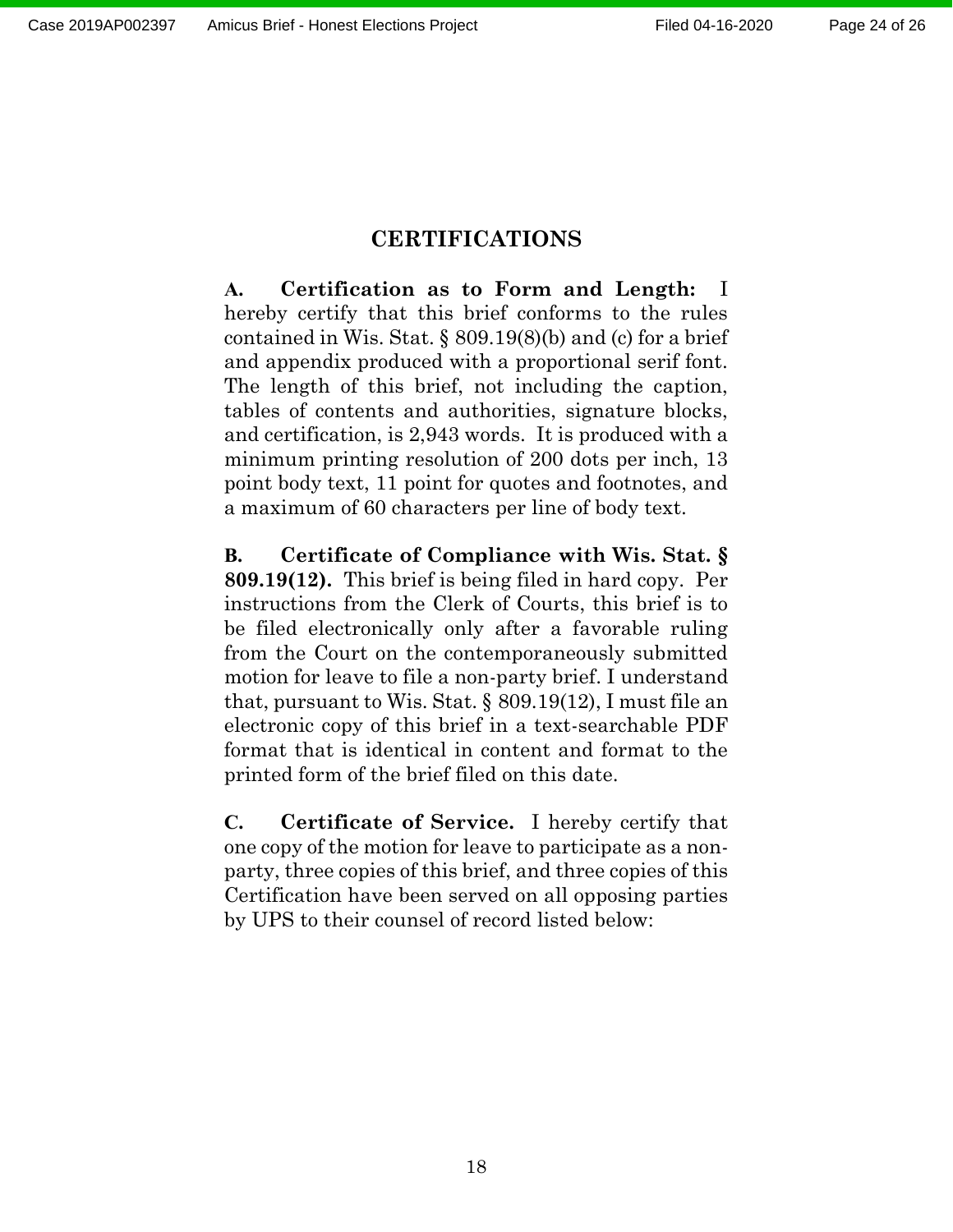# CERTIFICATIONS

**A. Certification as to Form and Length:** I hereby certify that this brief conforms to the rules contained in Wis. Stat. § 809.19(8)(b) and (c) for a brief and appendix produced with a proportional serif font. The length of this brief, not including the caption, tables of contents and authorities, signature blocks, and certification, is 2,943 words. It is produced with a minimum printing resolution of 200 dots per inch, 13 point body text, 11 point for quotes and footnotes, and a maximum of 60 characters per line of body text.

**B. Certificate of Compliance with Wis. Stat. § 809.19(12).** This brief is being filed in hard copy. Per instructions from the Clerk of Courts, this brief is to be filed electronically only after a favorable ruling from the Court on the contemporaneously submitted motion for leave to file a non-party brief. I understand that, pursuant to Wis. Stat. § 809.19(12), I must file an electronic copy of this brief in a text-searchable PDF format that is identical in content and format to the printed form of the brief filed on this date.

**C. Certificate of Service.** I hereby certify that one copy of the motion for leave to participate as a non-party, three copies of this brief, and three copies of this Certification have been served on all opposing parties by UPS to their counsel of record listed below: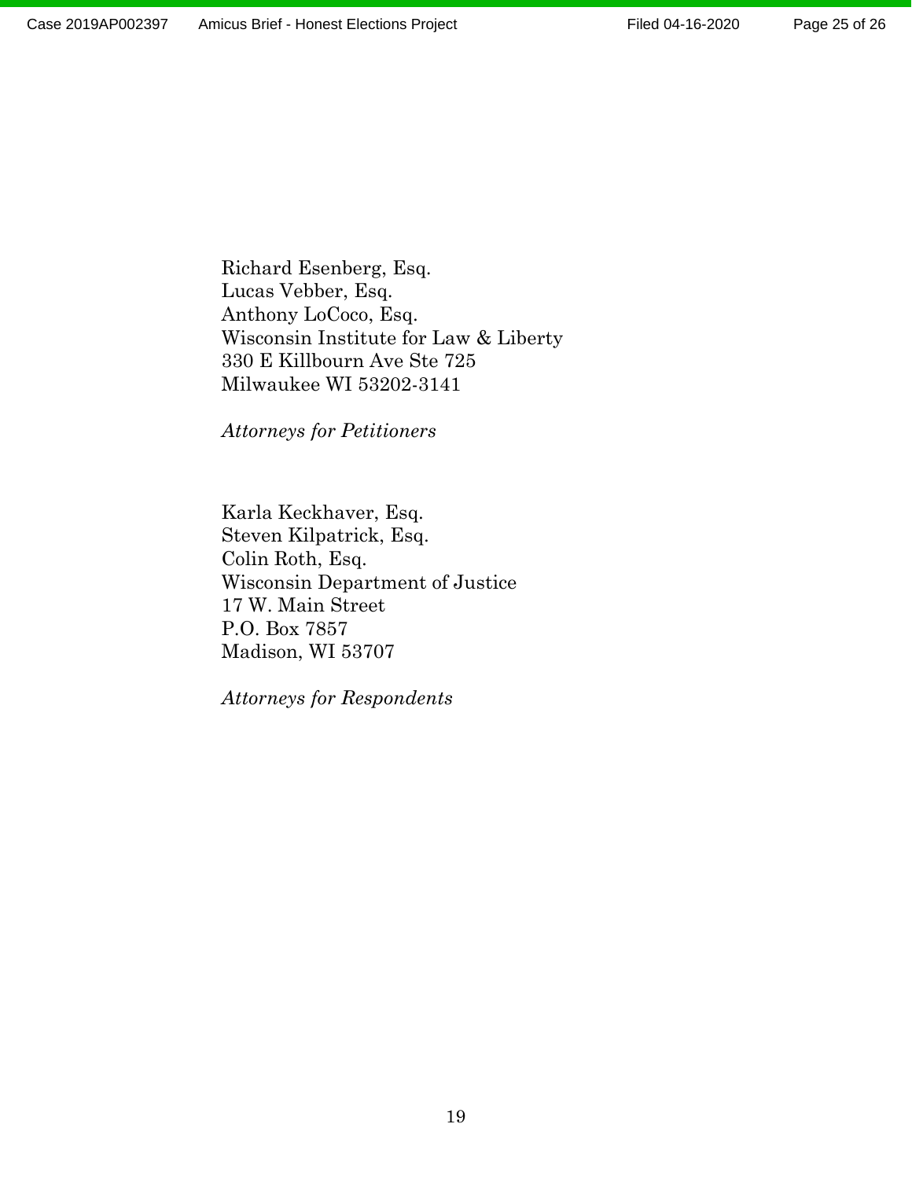Richard Esenberg, Esq.
Lucas Vebber, Esq.
Anthony LoCoco, Esq.
Wisconsin Institute for Law & Liberty
330 E Killbourn Ave Ste 725
Milwaukee WI 53202-3141

*Attorneys for Petitioners*

Karla Keckhaver, Esq.
Steven Kilpatrick, Esq.
Colin Roth, Esq.
Wisconsin Department of Justice
17 W. Main Street
P.O. Box 7857
Madison, WI 53707

*Attorneys for Respondents*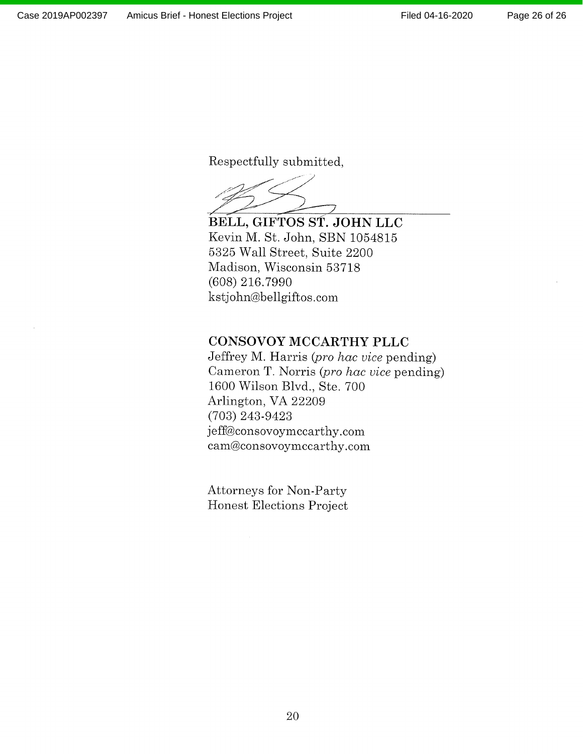Respectfully submitted,

**BELL, GIFTOS ST. JOHN LLC**
Kevin M. St. John, SBN 1054815
5325 Wall Street, Suite 2200
Madison, Wisconsin 53718
(608) 216.7990
kstjohn@bellgiftos.com

**CONSOVOY MCCARTHY PLLC**
Jeffrey M. Harris (*pro hac vice* pending)
Cameron T. Norris (*pro hac vice* pending)
1600 Wilson Blvd., Ste. 700
Arlington, VA 22209
(703) 243-9423
jeff@consovoymccarthy.com
cam@consovoymccarthy.com

Attorneys for Non-Party
Honest Elections Project